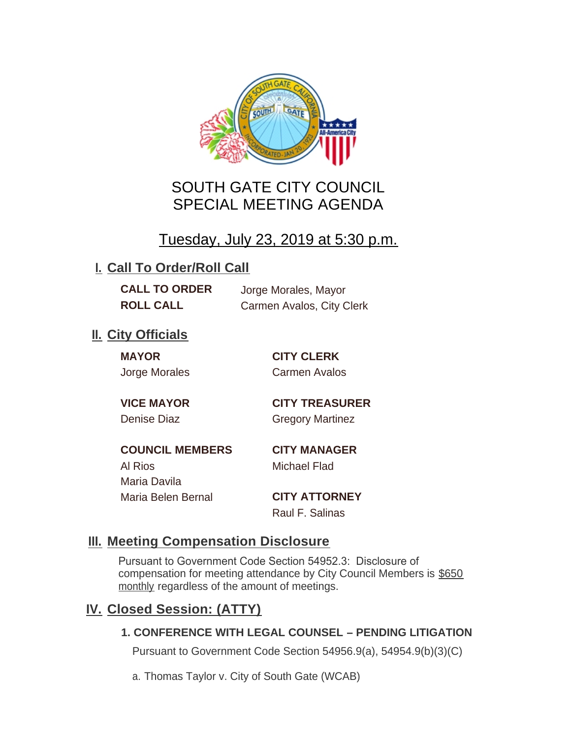# SOUTH GATE CITY COUNCIL
# SPECIAL MEETING AGENDA

## Tuesday, July 23, 2019 at 5:30 p.m.

## I. Call To Order/Roll Call

**CALL TO ORDER** Jorge Morales, Mayor

**ROLL CALL** Carmen Avalos, City Clerk

## II. City Officials

**MAYOR**
Jorge Morales

**VICE MAYOR**
Denise Diaz

**COUNCIL MEMBERS**
Al Rios
Maria Davila
Maria Belen Bernal

**CITY CLERK**
Carmen Avalos

**CITY TREASURER**
Gregory Martinez

**CITY MANAGER**
Michael Flad

**CITY ATTORNEY**
Raul F. Salinas

## III. Meeting Compensation Disclosure

Pursuant to Government Code Section 54952.3: Disclosure of compensation for meeting attendance by City Council Members is $650 monthly regardless of the amount of meetings.

## IV. Closed Session: (ATTY)

### 1. CONFERENCE WITH LEGAL COUNSEL – PENDING LITIGATION

Pursuant to Government Code Section 54956.9(a), 54954.9(b)(3)(C)

a. Thomas Taylor v. City of South Gate (WCAB)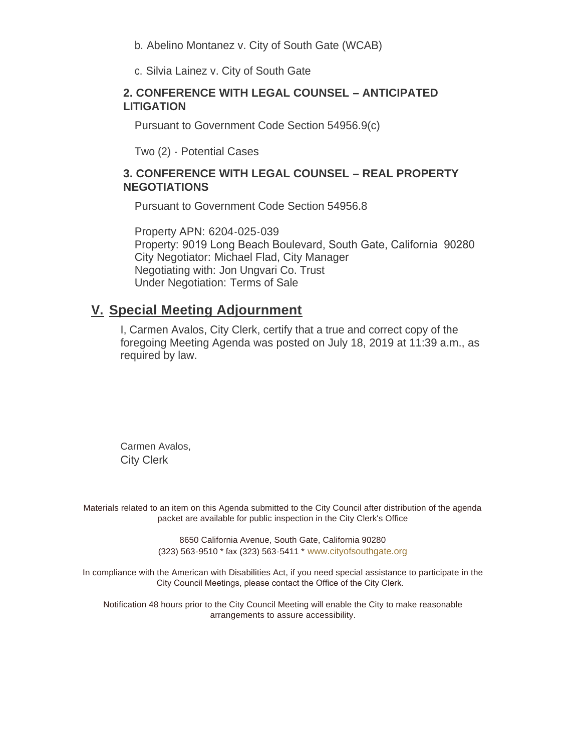b. Abelino Montanez v. City of South Gate (WCAB)

c. Silvia Lainez v. City of South Gate

### 2. CONFERENCE WITH LEGAL COUNSEL – ANTICIPATED LITIGATION

Pursuant to Government Code Section 54956.9(c)

Two (2) - Potential Cases

### 3. CONFERENCE WITH LEGAL COUNSEL – REAL PROPERTY NEGOTIATIONS

Pursuant to Government Code Section 54956.8

Property APN: 6204-025-039
Property: 9019 Long Beach Boulevard, South Gate, California 90280
City Negotiator: Michael Flad, City Manager
Negotiating with: Jon Ungvari Co. Trust
Under Negotiation: Terms of Sale

## V. Special Meeting Adjournment

I, Carmen Avalos, City Clerk, certify that a true and correct copy of the foregoing Meeting Agenda was posted on July 18, 2019 at 11:39 a.m., as required by law.

Carmen Avalos,
City Clerk

Materials related to an item on this Agenda submitted to the City Council after distribution of the agenda packet are available for public inspection in the City Clerk's Office

8650 California Avenue, South Gate, California 90280
(323) 563-9510 * fax (323) 563-5411 * www.cityofsouthgate.org

In compliance with the American with Disabilities Act, if you need special assistance to participate in the City Council Meetings, please contact the Office of the City Clerk.

Notification 48 hours prior to the City Council Meeting will enable the City to make reasonable arrangements to assure accessibility.